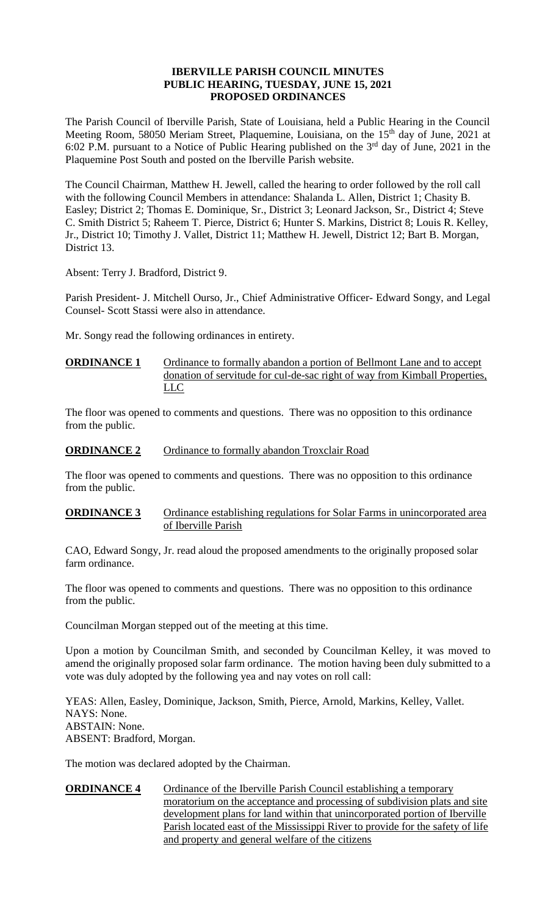**IBERVILLE PARISH COUNCIL MINUTES**
**PUBLIC HEARING, TUESDAY, JUNE 15, 2021**
**PROPOSED ORDINANCES**

The Parish Council of Iberville Parish, State of Louisiana, held a Public Hearing in the Council Meeting Room, 58050 Meriam Street, Plaquemine, Louisiana, on the 15th day of June, 2021 at 6:02 P.M. pursuant to a Notice of Public Hearing published on the 3rd day of June, 2021 in the Plaquemine Post South and posted on the Iberville Parish website.

The Council Chairman, Matthew H. Jewell, called the hearing to order followed by the roll call with the following Council Members in attendance: Shalanda L. Allen, District 1; Chasity B. Easley; District 2; Thomas E. Dominique, Sr., District 3; Leonard Jackson, Sr., District 4; Steve C. Smith District 5; Raheem T. Pierce, District 6; Hunter S. Markins, District 8; Louis R. Kelley, Jr., District 10; Timothy J. Vallet, District 11; Matthew H. Jewell, District 12; Bart B. Morgan, District 13.

Absent: Terry J. Bradford, District 9.

Parish President- J. Mitchell Ourso, Jr., Chief Administrative Officer- Edward Songy, and Legal Counsel- Scott Stassi were also in attendance.

Mr. Songy read the following ordinances in entirety.

**ORDINANCE 1** Ordinance to formally abandon a portion of Bellmont Lane and to accept donation of servitude for cul-de-sac right of way from Kimball Properties, LLC

The floor was opened to comments and questions. There was no opposition to this ordinance from the public.

**ORDINANCE 2** Ordinance to formally abandon Troxclair Road

The floor was opened to comments and questions. There was no opposition to this ordinance from the public.

**ORDINANCE 3** Ordinance establishing regulations for Solar Farms in unincorporated area of Iberville Parish

CAO, Edward Songy, Jr. read aloud the proposed amendments to the originally proposed solar farm ordinance.

The floor was opened to comments and questions. There was no opposition to this ordinance from the public.

Councilman Morgan stepped out of the meeting at this time.

Upon a motion by Councilman Smith, and seconded by Councilman Kelley, it was moved to amend the originally proposed solar farm ordinance. The motion having been duly submitted to a vote was duly adopted by the following yea and nay votes on roll call:

YEAS: Allen, Easley, Dominique, Jackson, Smith, Pierce, Arnold, Markins, Kelley, Vallet.
NAYS: None.
ABSTAIN: None.
ABSENT: Bradford, Morgan.

The motion was declared adopted by the Chairman.

**ORDINANCE 4** Ordinance of the Iberville Parish Council establishing a temporary moratorium on the acceptance and processing of subdivision plats and site development plans for land within that unincorporated portion of Iberville Parish located east of the Mississippi River to provide for the safety of life and property and general welfare of the citizens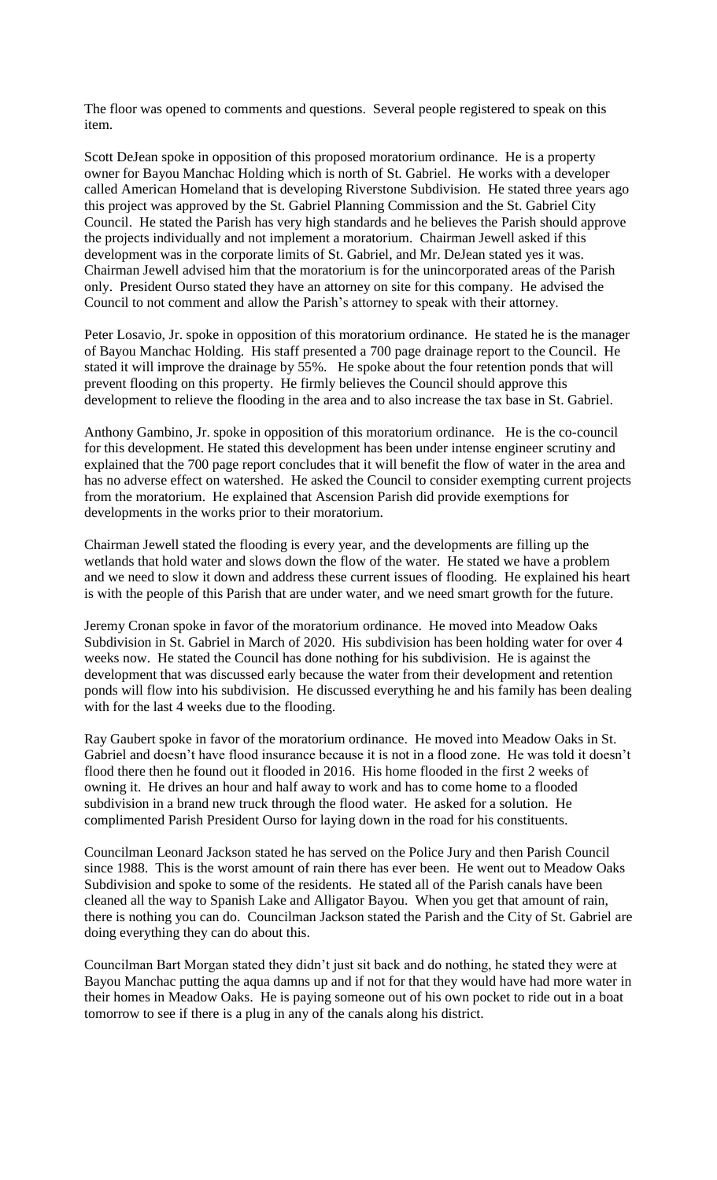The floor was opened to comments and questions. Several people registered to speak on this item.

Scott DeJean spoke in opposition of this proposed moratorium ordinance. He is a property owner for Bayou Manchac Holding which is north of St. Gabriel. He works with a developer called American Homeland that is developing Riverstone Subdivision. He stated three years ago this project was approved by the St. Gabriel Planning Commission and the St. Gabriel City Council. He stated the Parish has very high standards and he believes the Parish should approve the projects individually and not implement a moratorium. Chairman Jewell asked if this development was in the corporate limits of St. Gabriel, and Mr. DeJean stated yes it was. Chairman Jewell advised him that the moratorium is for the unincorporated areas of the Parish only. President Ourso stated they have an attorney on site for this company. He advised the Council to not comment and allow the Parish's attorney to speak with their attorney.

Peter Losavio, Jr. spoke in opposition of this moratorium ordinance. He stated he is the manager of Bayou Manchac Holding. His staff presented a 700 page drainage report to the Council. He stated it will improve the drainage by 55%. He spoke about the four retention ponds that will prevent flooding on this property. He firmly believes the Council should approve this development to relieve the flooding in the area and to also increase the tax base in St. Gabriel.

Anthony Gambino, Jr. spoke in opposition of this moratorium ordinance. He is the co-council for this development. He stated this development has been under intense engineer scrutiny and explained that the 700 page report concludes that it will benefit the flow of water in the area and has no adverse effect on watershed. He asked the Council to consider exempting current projects from the moratorium. He explained that Ascension Parish did provide exemptions for developments in the works prior to their moratorium.

Chairman Jewell stated the flooding is every year, and the developments are filling up the wetlands that hold water and slows down the flow of the water. He stated we have a problem and we need to slow it down and address these current issues of flooding. He explained his heart is with the people of this Parish that are under water, and we need smart growth for the future.

Jeremy Cronan spoke in favor of the moratorium ordinance. He moved into Meadow Oaks Subdivision in St. Gabriel in March of 2020. His subdivision has been holding water for over 4 weeks now. He stated the Council has done nothing for his subdivision. He is against the development that was discussed early because the water from their development and retention ponds will flow into his subdivision. He discussed everything he and his family has been dealing with for the last 4 weeks due to the flooding.

Ray Gaubert spoke in favor of the moratorium ordinance. He moved into Meadow Oaks in St. Gabriel and doesn't have flood insurance because it is not in a flood zone. He was told it doesn't flood there then he found out it flooded in 2016. His home flooded in the first 2 weeks of owning it. He drives an hour and half away to work and has to come home to a flooded subdivision in a brand new truck through the flood water. He asked for a solution. He complimented Parish President Ourso for laying down in the road for his constituents.

Councilman Leonard Jackson stated he has served on the Police Jury and then Parish Council since 1988. This is the worst amount of rain there has ever been. He went out to Meadow Oaks Subdivision and spoke to some of the residents. He stated all of the Parish canals have been cleaned all the way to Spanish Lake and Alligator Bayou. When you get that amount of rain, there is nothing you can do. Councilman Jackson stated the Parish and the City of St. Gabriel are doing everything they can do about this.

Councilman Bart Morgan stated they didn't just sit back and do nothing, he stated they were at Bayou Manchac putting the aqua damns up and if not for that they would have had more water in their homes in Meadow Oaks. He is paying someone out of his own pocket to ride out in a boat tomorrow to see if there is a plug in any of the canals along his district.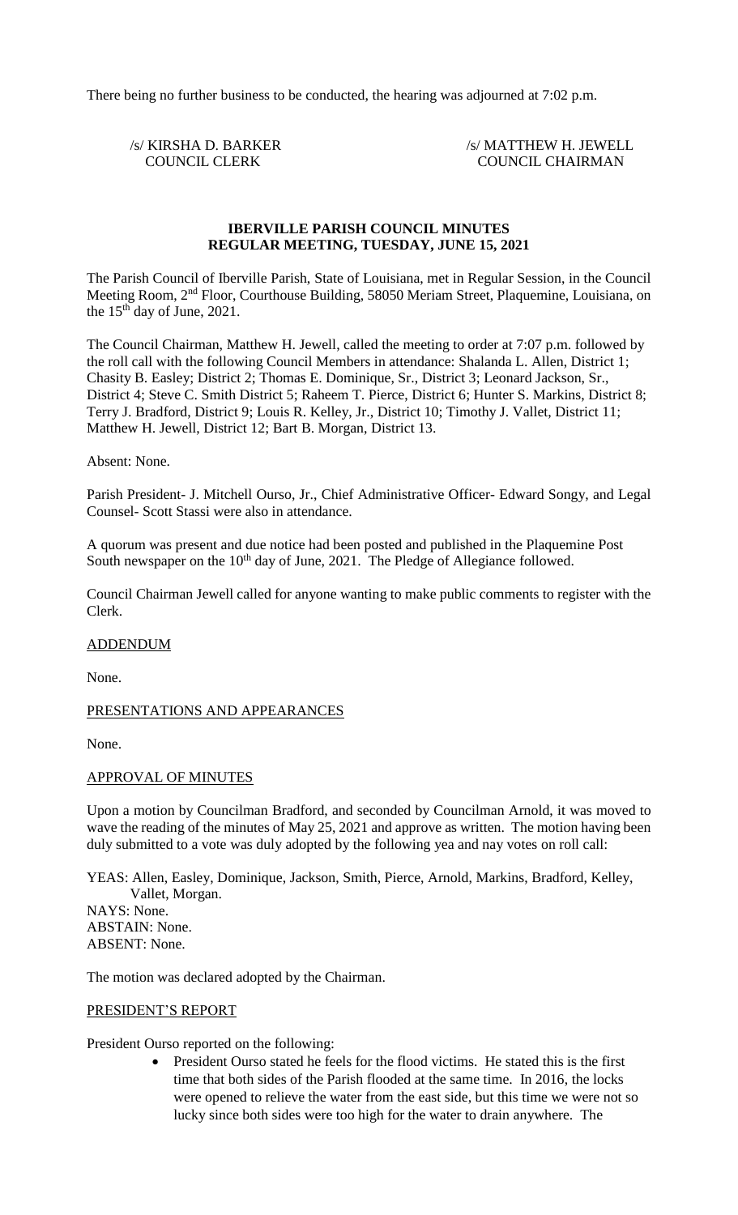There being no further business to be conducted, the hearing was adjourned at 7:02 p.m.

/s/ KIRSHA D. BARKER
COUNCIL CLERK

/s/ MATTHEW H. JEWELL
COUNCIL CHAIRMAN

**IBERVILLE PARISH COUNCIL MINUTES**
**REGULAR MEETING, TUESDAY, JUNE 15, 2021**

The Parish Council of Iberville Parish, State of Louisiana, met in Regular Session, in the Council Meeting Room, 2nd Floor, Courthouse Building, 58050 Meriam Street, Plaquemine, Louisiana, on the 15th day of June, 2021.

The Council Chairman, Matthew H. Jewell, called the meeting to order at 7:07 p.m. followed by the roll call with the following Council Members in attendance: Shalanda L. Allen, District 1; Chasity B. Easley; District 2; Thomas E. Dominique, Sr., District 3; Leonard Jackson, Sr., District 4; Steve C. Smith District 5; Raheem T. Pierce, District 6; Hunter S. Markins, District 8; Terry J. Bradford, District 9; Louis R. Kelley, Jr., District 10; Timothy J. Vallet, District 11; Matthew H. Jewell, District 12; Bart B. Morgan, District 13.

Absent: None.

Parish President- J. Mitchell Ourso, Jr., Chief Administrative Officer- Edward Songy, and Legal Counsel- Scott Stassi were also in attendance.

A quorum was present and due notice had been posted and published in the Plaquemine Post South newspaper on the 10th day of June, 2021. The Pledge of Allegiance followed.

Council Chairman Jewell called for anyone wanting to make public comments to register with the Clerk.

ADDENDUM

None.

PRESENTATIONS AND APPEARANCES

None.

APPROVAL OF MINUTES

Upon a motion by Councilman Bradford, and seconded by Councilman Arnold, it was moved to wave the reading of the minutes of May 25, 2021 and approve as written. The motion having been duly submitted to a vote was duly adopted by the following yea and nay votes on roll call:

YEAS: Allen, Easley, Dominique, Jackson, Smith, Pierce, Arnold, Markins, Bradford, Kelley, Vallet, Morgan.
NAYS: None.
ABSTAIN: None.
ABSENT: None.

The motion was declared adopted by the Chairman.

PRESIDENT'S REPORT

President Ourso reported on the following:

- President Ourso stated he feels for the flood victims. He stated this is the first time that both sides of the Parish flooded at the same time. In 2016, the locks were opened to relieve the water from the east side, but this time we were not so lucky since both sides were too high for the water to drain anywhere. The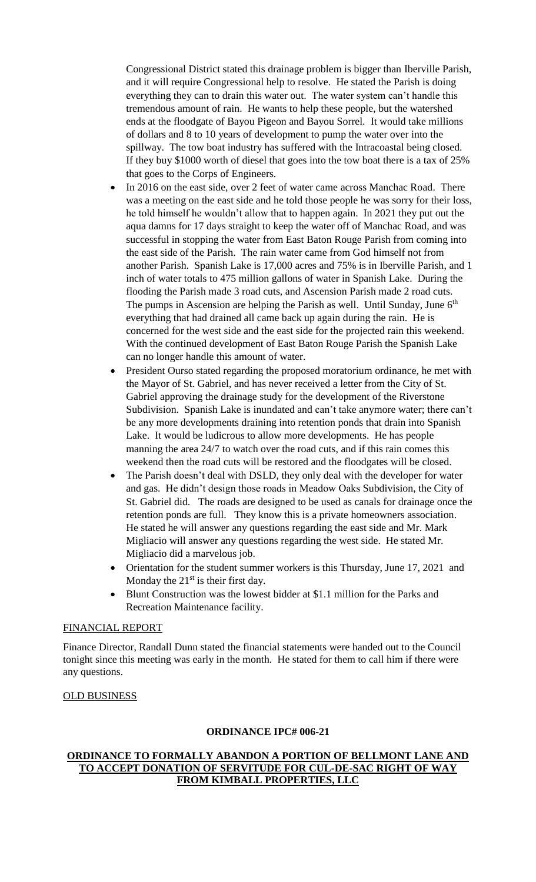Congressional District stated this drainage problem is bigger than Iberville Parish, and it will require Congressional help to resolve. He stated the Parish is doing everything they can to drain this water out. The water system can't handle this tremendous amount of rain. He wants to help these people, but the watershed ends at the floodgate of Bayou Pigeon and Bayou Sorrel. It would take millions of dollars and 8 to 10 years of development to pump the water over into the spillway. The tow boat industry has suffered with the Intracoastal being closed. If they buy $1000 worth of diesel that goes into the tow boat there is a tax of 25% that goes to the Corps of Engineers.

- In 2016 on the east side, over 2 feet of water came across Manchac Road. There was a meeting on the east side and he told those people he was sorry for their loss, he told himself he wouldn't allow that to happen again. In 2021 they put out the aqua damns for 17 days straight to keep the water off of Manchac Road, and was successful in stopping the water from East Baton Rouge Parish from coming into the east side of the Parish. The rain water came from God himself not from another Parish. Spanish Lake is 17,000 acres and 75% is in Iberville Parish, and 1 inch of water totals to 475 million gallons of water in Spanish Lake. During the flooding the Parish made 3 road cuts, and Ascension Parish made 2 road cuts. The pumps in Ascension are helping the Parish as well. Until Sunday, June 6th everything that had drained all came back up again during the rain. He is concerned for the west side and the east side for the projected rain this weekend. With the continued development of East Baton Rouge Parish the Spanish Lake can no longer handle this amount of water.
- President Ourso stated regarding the proposed moratorium ordinance, he met with the Mayor of St. Gabriel, and has never received a letter from the City of St. Gabriel approving the drainage study for the development of the Riverstone Subdivision. Spanish Lake is inundated and can't take anymore water; there can't be any more developments draining into retention ponds that drain into Spanish Lake. It would be ludicrous to allow more developments. He has people manning the area 24/7 to watch over the road cuts, and if this rain comes this weekend then the road cuts will be restored and the floodgates will be closed.
- The Parish doesn't deal with DSLD, they only deal with the developer for water and gas. He didn't design those roads in Meadow Oaks Subdivision, the City of St. Gabriel did. The roads are designed to be used as canals for drainage once the retention ponds are full. They know this is a private homeowners association. He stated he will answer any questions regarding the east side and Mr. Mark Migliacio will answer any questions regarding the west side. He stated Mr. Migliacio did a marvelous job.
- Orientation for the student summer workers is this Thursday, June 17, 2021 and Monday the 21st is their first day.
- Blunt Construction was the lowest bidder at $1.1 million for the Parks and Recreation Maintenance facility.

## FINANCIAL REPORT

Finance Director, Randall Dunn stated the financial statements were handed out to the Council tonight since this meeting was early in the month. He stated for them to call him if there were any questions.

## OLD BUSINESS

### ORDINANCE IPC# 006-21

### ORDINANCE TO FORMALLY ABANDON A PORTION OF BELLMONT LANE AND TO ACCEPT DONATION OF SERVITUDE FOR CUL-DE-SAC RIGHT OF WAY FROM KIMBALL PROPERTIES, LLC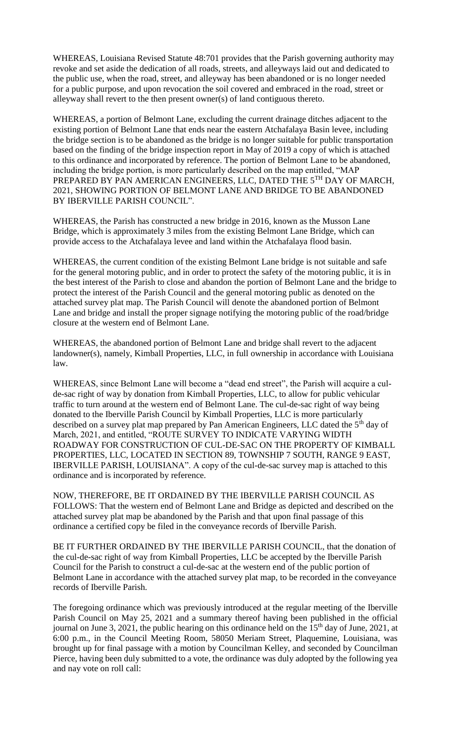WHEREAS, Louisiana Revised Statute 48:701 provides that the Parish governing authority may revoke and set aside the dedication of all roads, streets, and alleyways laid out and dedicated to the public use, when the road, street, and alleyway has been abandoned or is no longer needed for a public purpose, and upon revocation the soil covered and embraced in the road, street or alleyway shall revert to the then present owner(s) of land contiguous thereto.

WHEREAS, a portion of Belmont Lane, excluding the current drainage ditches adjacent to the existing portion of Belmont Lane that ends near the eastern Atchafalaya Basin levee, including the bridge section is to be abandoned as the bridge is no longer suitable for public transportation based on the finding of the bridge inspection report in May of 2019 a copy of which is attached to this ordinance and incorporated by reference. The portion of Belmont Lane to be abandoned, including the bridge portion, is more particularly described on the map entitled, "MAP PREPARED BY PAN AMERICAN ENGINEERS, LLC, DATED THE 5TH DAY OF MARCH, 2021, SHOWING PORTION OF BELMONT LANE AND BRIDGE TO BE ABANDONED BY IBERVILLE PARISH COUNCIL".

WHEREAS, the Parish has constructed a new bridge in 2016, known as the Musson Lane Bridge, which is approximately 3 miles from the existing Belmont Lane Bridge, which can provide access to the Atchafalaya levee and land within the Atchafalaya flood basin.

WHEREAS, the current condition of the existing Belmont Lane bridge is not suitable and safe for the general motoring public, and in order to protect the safety of the motoring public, it is in the best interest of the Parish to close and abandon the portion of Belmont Lane and the bridge to protect the interest of the Parish Council and the general motoring public as denoted on the attached survey plat map. The Parish Council will denote the abandoned portion of Belmont Lane and bridge and install the proper signage notifying the motoring public of the road/bridge closure at the western end of Belmont Lane.

WHEREAS, the abandoned portion of Belmont Lane and bridge shall revert to the adjacent landowner(s), namely, Kimball Properties, LLC, in full ownership in accordance with Louisiana law.

WHEREAS, since Belmont Lane will become a "dead end street", the Parish will acquire a cul-de-sac right of way by donation from Kimball Properties, LLC, to allow for public vehicular traffic to turn around at the western end of Belmont Lane. The cul-de-sac right of way being donated to the Iberville Parish Council by Kimball Properties, LLC is more particularly described on a survey plat map prepared by Pan American Engineers, LLC dated the 5th day of March, 2021, and entitled, "ROUTE SURVEY TO INDICATE VARYING WIDTH ROADWAY FOR CONSTRUCTION OF CUL-DE-SAC ON THE PROPERTY OF KIMBALL PROPERTIES, LLC, LOCATED IN SECTION 89, TOWNSHIP 7 SOUTH, RANGE 9 EAST, IBERVILLE PARISH, LOUISIANA". A copy of the cul-de-sac survey map is attached to this ordinance and is incorporated by reference.

NOW, THEREFORE, BE IT ORDAINED BY THE IBERVILLE PARISH COUNCIL AS FOLLOWS: That the western end of Belmont Lane and Bridge as depicted and described on the attached survey plat map be abandoned by the Parish and that upon final passage of this ordinance a certified copy be filed in the conveyance records of Iberville Parish.

BE IT FURTHER ORDAINED BY THE IBERVILLE PARISH COUNCIL, that the donation of the cul-de-sac right of way from Kimball Properties, LLC be accepted by the Iberville Parish Council for the Parish to construct a cul-de-sac at the western end of the public portion of Belmont Lane in accordance with the attached survey plat map, to be recorded in the conveyance records of Iberville Parish.

The foregoing ordinance which was previously introduced at the regular meeting of the Iberville Parish Council on May 25, 2021 and a summary thereof having been published in the official journal on June 3, 2021, the public hearing on this ordinance held on the 15th day of June, 2021, at 6:00 p.m., in the Council Meeting Room, 58050 Meriam Street, Plaquemine, Louisiana, was brought up for final passage with a motion by Councilman Kelley, and seconded by Councilman Pierce, having been duly submitted to a vote, the ordinance was duly adopted by the following yea and nay vote on roll call: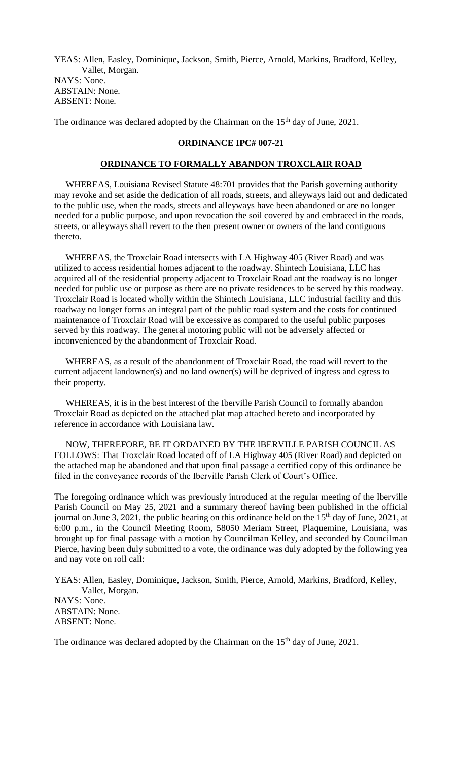YEAS: Allen, Easley, Dominique, Jackson, Smith, Pierce, Arnold, Markins, Bradford, Kelley, Vallet, Morgan.
NAYS: None.
ABSTAIN: None.
ABSENT: None.

The ordinance was declared adopted by the Chairman on the 15th day of June, 2021.

**ORDINANCE IPC# 007-21**

**ORDINANCE TO FORMALLY ABANDON TROXCLAIR ROAD**

WHEREAS, Louisiana Revised Statute 48:701 provides that the Parish governing authority may revoke and set aside the dedication of all roads, streets, and alleyways laid out and dedicated to the public use, when the roads, streets and alleyways have been abandoned or are no longer needed for a public purpose, and upon revocation the soil covered by and embraced in the roads, streets, or alleyways shall revert to the then present owner or owners of the land contiguous thereto.

WHEREAS, the Troxclair Road intersects with LA Highway 405 (River Road) and was utilized to access residential homes adjacent to the roadway. Shintech Louisiana, LLC has acquired all of the residential property adjacent to Troxclair Road ant the roadway is no longer needed for public use or purpose as there are no private residences to be served by this roadway. Troxclair Road is located wholly within the Shintech Louisiana, LLC industrial facility and this roadway no longer forms an integral part of the public road system and the costs for continued maintenance of Troxclair Road will be excessive as compared to the useful public purposes served by this roadway. The general motoring public will not be adversely affected or inconvenienced by the abandonment of Troxclair Road.

WHEREAS, as a result of the abandonment of Troxclair Road, the road will revert to the current adjacent landowner(s) and no land owner(s) will be deprived of ingress and egress to their property.

WHEREAS, it is in the best interest of the Iberville Parish Council to formally abandon Troxclair Road as depicted on the attached plat map attached hereto and incorporated by reference in accordance with Louisiana law.

NOW, THEREFORE, BE IT ORDAINED BY THE IBERVILLE PARISH COUNCIL AS FOLLOWS: That Troxclair Road located off of LA Highway 405 (River Road) and depicted on the attached map be abandoned and that upon final passage a certified copy of this ordinance be filed in the conveyance records of the Iberville Parish Clerk of Court's Office.

The foregoing ordinance which was previously introduced at the regular meeting of the Iberville Parish Council on May 25, 2021 and a summary thereof having been published in the official journal on June 3, 2021, the public hearing on this ordinance held on the 15th day of June, 2021, at 6:00 p.m., in the Council Meeting Room, 58050 Meriam Street, Plaquemine, Louisiana, was brought up for final passage with a motion by Councilman Kelley, and seconded by Councilman Pierce, having been duly submitted to a vote, the ordinance was duly adopted by the following yea and nay vote on roll call:

YEAS: Allen, Easley, Dominique, Jackson, Smith, Pierce, Arnold, Markins, Bradford, Kelley, Vallet, Morgan.
NAYS: None.
ABSTAIN: None.
ABSENT: None.

The ordinance was declared adopted by the Chairman on the 15th day of June, 2021.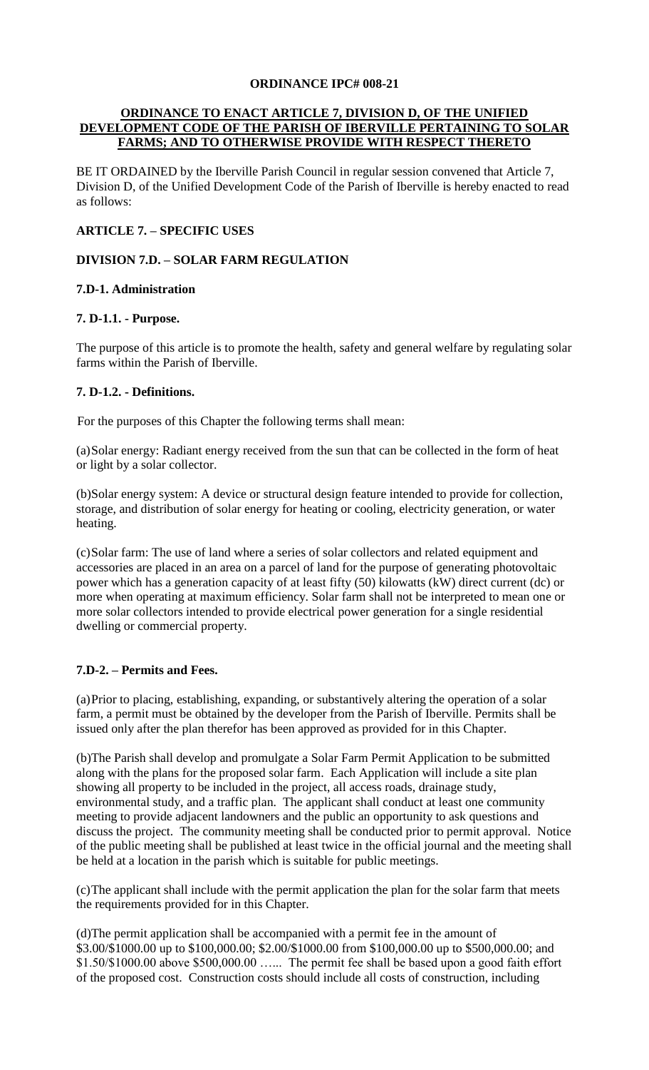**ORDINANCE IPC# 008-21**

**ORDINANCE TO ENACT ARTICLE 7, DIVISION D, OF THE UNIFIED DEVELOPMENT CODE OF THE PARISH OF IBERVILLE PERTAINING TO SOLAR FARMS; AND TO OTHERWISE PROVIDE WITH RESPECT THERETO**

BE IT ORDAINED by the Iberville Parish Council in regular session convened that Article 7, Division D, of the Unified Development Code of the Parish of Iberville is hereby enacted to read as follows:

**ARTICLE 7. – SPECIFIC USES**

**DIVISION 7.D. – SOLAR FARM REGULATION**

**7.D-1. Administration**

**7. D-1.1. - Purpose.**

The purpose of this article is to promote the health, safety and general welfare by regulating solar farms within the Parish of Iberville.

**7. D-1.2. - Definitions.**

For the purposes of this Chapter the following terms shall mean:

(a) Solar energy: Radiant energy received from the sun that can be collected in the form of heat or light by a solar collector.

(b) Solar energy system: A device or structural design feature intended to provide for collection, storage, and distribution of solar energy for heating or cooling, electricity generation, or water heating.

(c) Solar farm: The use of land where a series of solar collectors and related equipment and accessories are placed in an area on a parcel of land for the purpose of generating photovoltaic power which has a generation capacity of at least fifty (50) kilowatts (kW) direct current (dc) or more when operating at maximum efficiency. Solar farm shall not be interpreted to mean one or more solar collectors intended to provide electrical power generation for a single residential dwelling or commercial property.

**7.D-2. – Permits and Fees.**

(a) Prior to placing, establishing, expanding, or substantively altering the operation of a solar farm, a permit must be obtained by the developer from the Parish of Iberville. Permits shall be issued only after the plan therefor has been approved as provided for in this Chapter.

(b) The Parish shall develop and promulgate a Solar Farm Permit Application to be submitted along with the plans for the proposed solar farm. Each Application will include a site plan showing all property to be included in the project, all access roads, drainage study, environmental study, and a traffic plan. The applicant shall conduct at least one community meeting to provide adjacent landowners and the public an opportunity to ask questions and discuss the project. The community meeting shall be conducted prior to permit approval. Notice of the public meeting shall be published at least twice in the official journal and the meeting shall be held at a location in the parish which is suitable for public meetings.

(c) The applicant shall include with the permit application the plan for the solar farm that meets the requirements provided for in this Chapter.

(d) The permit application shall be accompanied with a permit fee in the amount of $3.00/$1000.00 up to $100,000.00; $2.00/$1000.00 from $100,000.00 up to $500,000.00; and $1.50/$1000.00 above $500,000.00 …... The permit fee shall be based upon a good faith effort of the proposed cost. Construction costs should include all costs of construction, including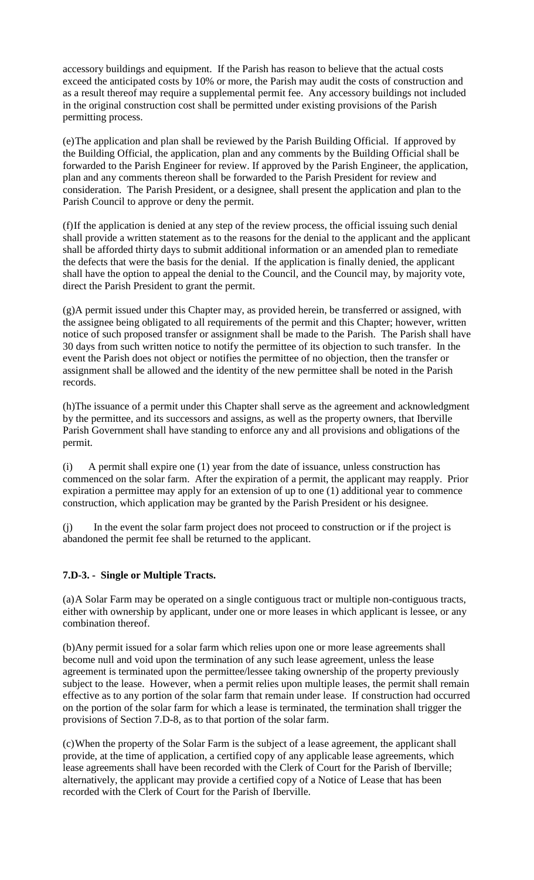accessory buildings and equipment. If the Parish has reason to believe that the actual costs exceed the anticipated costs by 10% or more, the Parish may audit the costs of construction and as a result thereof may require a supplemental permit fee. Any accessory buildings not included in the original construction cost shall be permitted under existing provisions of the Parish permitting process.

(e)The application and plan shall be reviewed by the Parish Building Official. If approved by the Building Official, the application, plan and any comments by the Building Official shall be forwarded to the Parish Engineer for review. If approved by the Parish Engineer, the application, plan and any comments thereon shall be forwarded to the Parish President for review and consideration. The Parish President, or a designee, shall present the application and plan to the Parish Council to approve or deny the permit.

(f)If the application is denied at any step of the review process, the official issuing such denial shall provide a written statement as to the reasons for the denial to the applicant and the applicant shall be afforded thirty days to submit additional information or an amended plan to remediate the defects that were the basis for the denial. If the application is finally denied, the applicant shall have the option to appeal the denial to the Council, and the Council may, by majority vote, direct the Parish President to grant the permit.

(g)A permit issued under this Chapter may, as provided herein, be transferred or assigned, with the assignee being obligated to all requirements of the permit and this Chapter; however, written notice of such proposed transfer or assignment shall be made to the Parish. The Parish shall have 30 days from such written notice to notify the permittee of its objection to such transfer. In the event the Parish does not object or notifies the permittee of no objection, then the transfer or assignment shall be allowed and the identity of the new permittee shall be noted in the Parish records.

(h)The issuance of a permit under this Chapter shall serve as the agreement and acknowledgment by the permittee, and its successors and assigns, as well as the property owners, that Iberville Parish Government shall have standing to enforce any and all provisions and obligations of the permit.

(i) A permit shall expire one (1) year from the date of issuance, unless construction has commenced on the solar farm. After the expiration of a permit, the applicant may reapply. Prior expiration a permittee may apply for an extension of up to one (1) additional year to commence construction, which application may be granted by the Parish President or his designee.

(j) In the event the solar farm project does not proceed to construction or if the project is abandoned the permit fee shall be returned to the applicant.

**7.D-3. - Single or Multiple Tracts.**

(a)A Solar Farm may be operated on a single contiguous tract or multiple non-contiguous tracts, either with ownership by applicant, under one or more leases in which applicant is lessee, or any combination thereof.

(b)Any permit issued for a solar farm which relies upon one or more lease agreements shall become null and void upon the termination of any such lease agreement, unless the lease agreement is terminated upon the permittee/lessee taking ownership of the property previously subject to the lease. However, when a permit relies upon multiple leases, the permit shall remain effective as to any portion of the solar farm that remain under lease. If construction had occurred on the portion of the solar farm for which a lease is terminated, the termination shall trigger the provisions of Section 7.D-8, as to that portion of the solar farm.

(c)When the property of the Solar Farm is the subject of a lease agreement, the applicant shall provide, at the time of application, a certified copy of any applicable lease agreements, which lease agreements shall have been recorded with the Clerk of Court for the Parish of Iberville; alternatively, the applicant may provide a certified copy of a Notice of Lease that has been recorded with the Clerk of Court for the Parish of Iberville.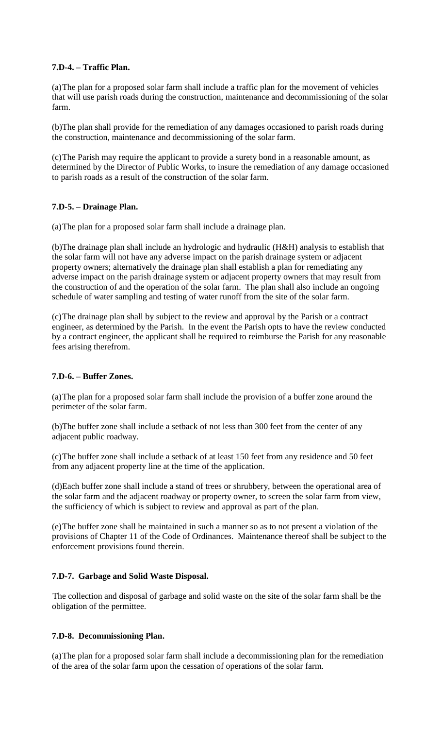**7.D-4. – Traffic Plan.**

(a)The plan for a proposed solar farm shall include a traffic plan for the movement of vehicles that will use parish roads during the construction, maintenance and decommissioning of the solar farm.

(b)The plan shall provide for the remediation of any damages occasioned to parish roads during the construction, maintenance and decommissioning of the solar farm.

(c)The Parish may require the applicant to provide a surety bond in a reasonable amount, as determined by the Director of Public Works, to insure the remediation of any damage occasioned to parish roads as a result of the construction of the solar farm.

**7.D-5. – Drainage Plan.**

(a)The plan for a proposed solar farm shall include a drainage plan.

(b)The drainage plan shall include an hydrologic and hydraulic (H&H) analysis to establish that the solar farm will not have any adverse impact on the parish drainage system or adjacent property owners; alternatively the drainage plan shall establish a plan for remediating any adverse impact on the parish drainage system or adjacent property owners that may result from the construction of and the operation of the solar farm. The plan shall also include an ongoing schedule of water sampling and testing of water runoff from the site of the solar farm.

(c)The drainage plan shall by subject to the review and approval by the Parish or a contract engineer, as determined by the Parish. In the event the Parish opts to have the review conducted by a contract engineer, the applicant shall be required to reimburse the Parish for any reasonable fees arising therefrom.

**7.D-6. – Buffer Zones.**

(a)The plan for a proposed solar farm shall include the provision of a buffer zone around the perimeter of the solar farm.

(b)The buffer zone shall include a setback of not less than 300 feet from the center of any adjacent public roadway.

(c)The buffer zone shall include a setback of at least 150 feet from any residence and 50 feet from any adjacent property line at the time of the application.

(d)Each buffer zone shall include a stand of trees or shrubbery, between the operational area of the solar farm and the adjacent roadway or property owner, to screen the solar farm from view, the sufficiency of which is subject to review and approval as part of the plan.

(e)The buffer zone shall be maintained in such a manner so as to not present a violation of the provisions of Chapter 11 of the Code of Ordinances. Maintenance thereof shall be subject to the enforcement provisions found therein.

**7.D-7. Garbage and Solid Waste Disposal.**

The collection and disposal of garbage and solid waste on the site of the solar farm shall be the obligation of the permittee.

**7.D-8. Decommissioning Plan.**

(a)The plan for a proposed solar farm shall include a decommissioning plan for the remediation of the area of the solar farm upon the cessation of operations of the solar farm.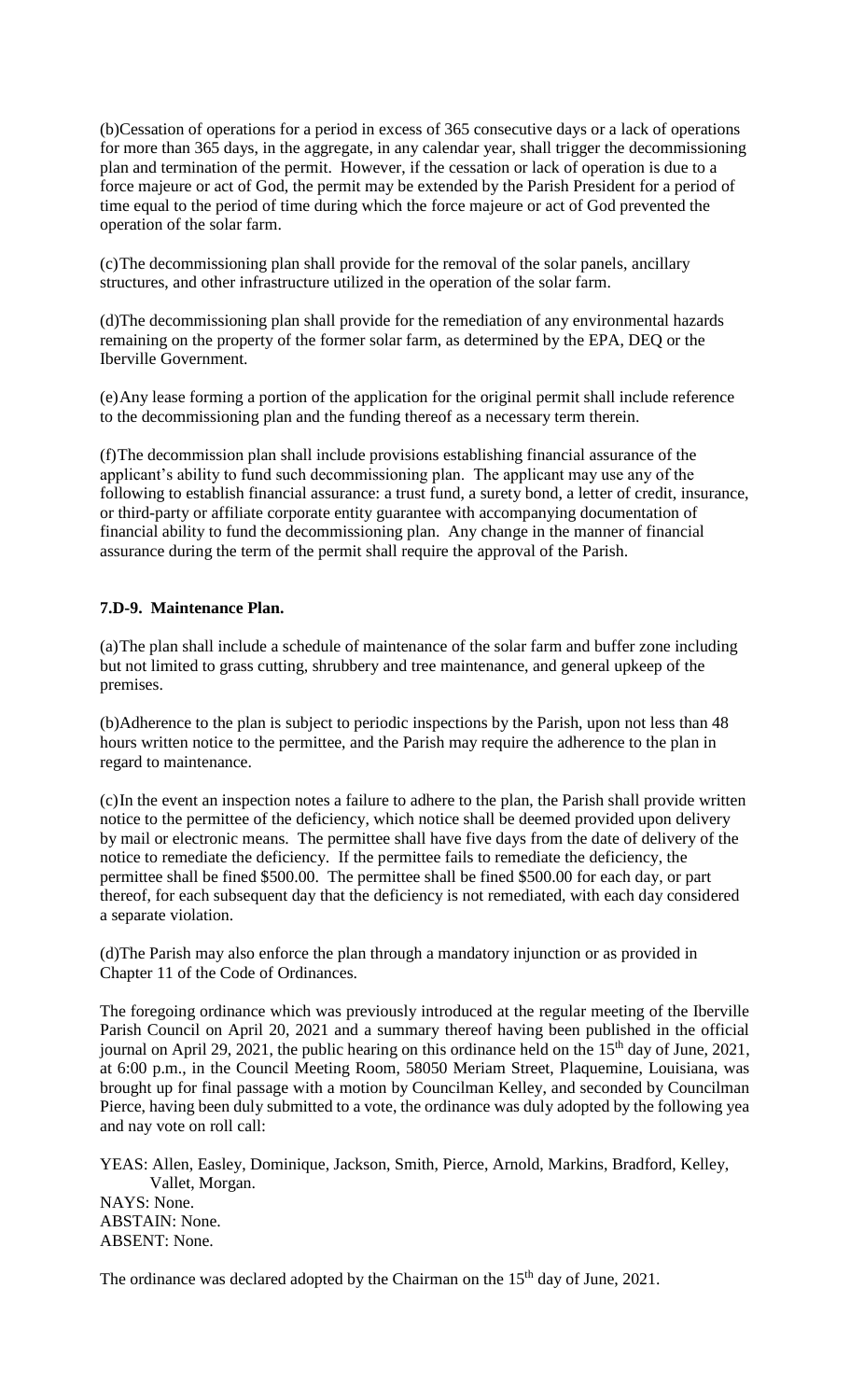(b)Cessation of operations for a period in excess of 365 consecutive days or a lack of operations for more than 365 days, in the aggregate, in any calendar year, shall trigger the decommissioning plan and termination of the permit. However, if the cessation or lack of operation is due to a force majeure or act of God, the permit may be extended by the Parish President for a period of time equal to the period of time during which the force majeure or act of God prevented the operation of the solar farm.

(c)The decommissioning plan shall provide for the removal of the solar panels, ancillary structures, and other infrastructure utilized in the operation of the solar farm.

(d)The decommissioning plan shall provide for the remediation of any environmental hazards remaining on the property of the former solar farm, as determined by the EPA, DEQ or the Iberville Government.

(e)Any lease forming a portion of the application for the original permit shall include reference to the decommissioning plan and the funding thereof as a necessary term therein.

(f)The decommission plan shall include provisions establishing financial assurance of the applicant's ability to fund such decommissioning plan. The applicant may use any of the following to establish financial assurance: a trust fund, a surety bond, a letter of credit, insurance, or third-party or affiliate corporate entity guarantee with accompanying documentation of financial ability to fund the decommissioning plan. Any change in the manner of financial assurance during the term of the permit shall require the approval of the Parish.

**7.D-9. Maintenance Plan.**

(a)The plan shall include a schedule of maintenance of the solar farm and buffer zone including but not limited to grass cutting, shrubbery and tree maintenance, and general upkeep of the premises.

(b)Adherence to the plan is subject to periodic inspections by the Parish, upon not less than 48 hours written notice to the permittee, and the Parish may require the adherence to the plan in regard to maintenance.

(c)In the event an inspection notes a failure to adhere to the plan, the Parish shall provide written notice to the permittee of the deficiency, which notice shall be deemed provided upon delivery by mail or electronic means. The permittee shall have five days from the date of delivery of the notice to remediate the deficiency. If the permittee fails to remediate the deficiency, the permittee shall be fined $500.00. The permittee shall be fined $500.00 for each day, or part thereof, for each subsequent day that the deficiency is not remediated, with each day considered a separate violation.

(d)The Parish may also enforce the plan through a mandatory injunction or as provided in Chapter 11 of the Code of Ordinances.

The foregoing ordinance which was previously introduced at the regular meeting of the Iberville Parish Council on April 20, 2021 and a summary thereof having been published in the official journal on April 29, 2021, the public hearing on this ordinance held on the 15th day of June, 2021, at 6:00 p.m., in the Council Meeting Room, 58050 Meriam Street, Plaquemine, Louisiana, was brought up for final passage with a motion by Councilman Kelley, and seconded by Councilman Pierce, having been duly submitted to a vote, the ordinance was duly adopted by the following yea and nay vote on roll call:

YEAS: Allen, Easley, Dominique, Jackson, Smith, Pierce, Arnold, Markins, Bradford, Kelley, Vallet, Morgan.
NAYS: None.
ABSTAIN: None.
ABSENT: None.

The ordinance was declared adopted by the Chairman on the 15th day of June, 2021.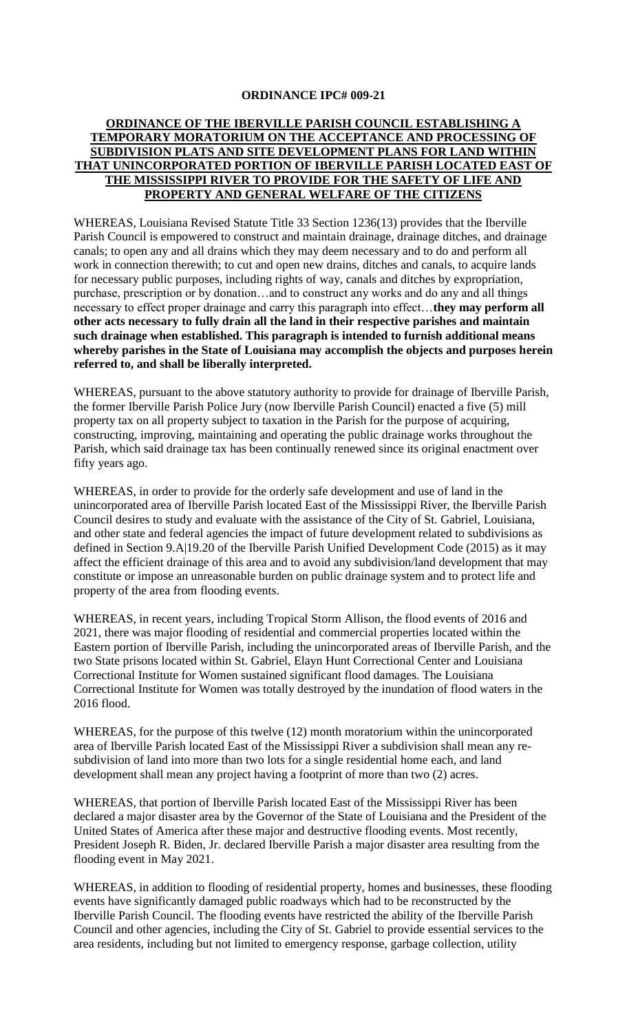**ORDINANCE IPC# 009-21**

**ORDINANCE OF THE IBERVILLE PARISH COUNCIL ESTABLISHING A TEMPORARY MORATORIUM ON THE ACCEPTANCE AND PROCESSING OF SUBDIVISION PLATS AND SITE DEVELOPMENT PLANS FOR LAND WITHIN THAT UNINCORPORATED PORTION OF IBERVILLE PARISH LOCATED EAST OF THE MISSISSIPPI RIVER TO PROVIDE FOR THE SAFETY OF LIFE AND PROPERTY AND GENERAL WELFARE OF THE CITIZENS**

WHEREAS, Louisiana Revised Statute Title 33 Section 1236(13) provides that the Iberville Parish Council is empowered to construct and maintain drainage, drainage ditches, and drainage canals; to open any and all drains which they may deem necessary and to do and perform all work in connection therewith; to cut and open new drains, ditches and canals, to acquire lands for necessary public purposes, including rights of way, canals and ditches by expropriation, purchase, prescription or by donation…and to construct any works and do any and all things necessary to effect proper drainage and carry this paragraph into effect…**they may perform all other acts necessary to fully drain all the land in their respective parishes and maintain such drainage when established. This paragraph is intended to furnish additional means whereby parishes in the State of Louisiana may accomplish the objects and purposes herein referred to, and shall be liberally interpreted.**

WHEREAS, pursuant to the above statutory authority to provide for drainage of Iberville Parish, the former Iberville Parish Police Jury (now Iberville Parish Council) enacted a five (5) mill property tax on all property subject to taxation in the Parish for the purpose of acquiring, constructing, improving, maintaining and operating the public drainage works throughout the Parish, which said drainage tax has been continually renewed since its original enactment over fifty years ago.

WHEREAS, in order to provide for the orderly safe development and use of land in the unincorporated area of Iberville Parish located East of the Mississippi River, the Iberville Parish Council desires to study and evaluate with the assistance of the City of St. Gabriel, Louisiana, and other state and federal agencies the impact of future development related to subdivisions as defined in Section 9.A|19.20 of the Iberville Parish Unified Development Code (2015) as it may affect the efficient drainage of this area and to avoid any subdivision/land development that may constitute or impose an unreasonable burden on public drainage system and to protect life and property of the area from flooding events.

WHEREAS, in recent years, including Tropical Storm Allison, the flood events of 2016 and 2021, there was major flooding of residential and commercial properties located within the Eastern portion of Iberville Parish, including the unincorporated areas of Iberville Parish, and the two State prisons located within St. Gabriel, Elayn Hunt Correctional Center and Louisiana Correctional Institute for Women sustained significant flood damages. The Louisiana Correctional Institute for Women was totally destroyed by the inundation of flood waters in the 2016 flood.

WHEREAS, for the purpose of this twelve (12) month moratorium within the unincorporated area of Iberville Parish located East of the Mississippi River a subdivision shall mean any re-subdivision of land into more than two lots for a single residential home each, and land development shall mean any project having a footprint of more than two (2) acres.

WHEREAS, that portion of Iberville Parish located East of the Mississippi River has been declared a major disaster area by the Governor of the State of Louisiana and the President of the United States of America after these major and destructive flooding events. Most recently, President Joseph R. Biden, Jr. declared Iberville Parish a major disaster area resulting from the flooding event in May 2021.

WHEREAS, in addition to flooding of residential property, homes and businesses, these flooding events have significantly damaged public roadways which had to be reconstructed by the Iberville Parish Council. The flooding events have restricted the ability of the Iberville Parish Council and other agencies, including the City of St. Gabriel to provide essential services to the area residents, including but not limited to emergency response, garbage collection, utility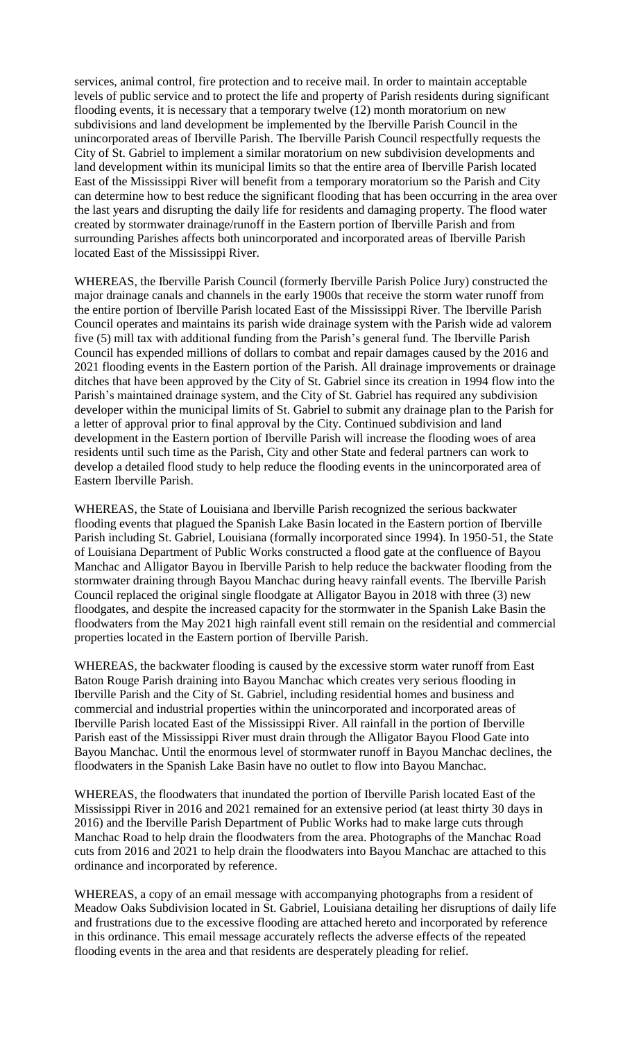services, animal control, fire protection and to receive mail. In order to maintain acceptable levels of public service and to protect the life and property of Parish residents during significant flooding events, it is necessary that a temporary twelve (12) month moratorium on new subdivisions and land development be implemented by the Iberville Parish Council in the unincorporated areas of Iberville Parish. The Iberville Parish Council respectfully requests the City of St. Gabriel to implement a similar moratorium on new subdivision developments and land development within its municipal limits so that the entire area of Iberville Parish located East of the Mississippi River will benefit from a temporary moratorium so the Parish and City can determine how to best reduce the significant flooding that has been occurring in the area over the last years and disrupting the daily life for residents and damaging property. The flood water created by stormwater drainage/runoff in the Eastern portion of Iberville Parish and from surrounding Parishes affects both unincorporated and incorporated areas of Iberville Parish located East of the Mississippi River.

WHEREAS, the Iberville Parish Council (formerly Iberville Parish Police Jury) constructed the major drainage canals and channels in the early 1900s that receive the storm water runoff from the entire portion of Iberville Parish located East of the Mississippi River. The Iberville Parish Council operates and maintains its parish wide drainage system with the Parish wide ad valorem five (5) mill tax with additional funding from the Parish's general fund. The Iberville Parish Council has expended millions of dollars to combat and repair damages caused by the 2016 and 2021 flooding events in the Eastern portion of the Parish. All drainage improvements or drainage ditches that have been approved by the City of St. Gabriel since its creation in 1994 flow into the Parish's maintained drainage system, and the City of St. Gabriel has required any subdivision developer within the municipal limits of St. Gabriel to submit any drainage plan to the Parish for a letter of approval prior to final approval by the City. Continued subdivision and land development in the Eastern portion of Iberville Parish will increase the flooding woes of area residents until such time as the Parish, City and other State and federal partners can work to develop a detailed flood study to help reduce the flooding events in the unincorporated area of Eastern Iberville Parish.

WHEREAS, the State of Louisiana and Iberville Parish recognized the serious backwater flooding events that plagued the Spanish Lake Basin located in the Eastern portion of Iberville Parish including St. Gabriel, Louisiana (formally incorporated since 1994). In 1950-51, the State of Louisiana Department of Public Works constructed a flood gate at the confluence of Bayou Manchac and Alligator Bayou in Iberville Parish to help reduce the backwater flooding from the stormwater draining through Bayou Manchac during heavy rainfall events. The Iberville Parish Council replaced the original single floodgate at Alligator Bayou in 2018 with three (3) new floodgates, and despite the increased capacity for the stormwater in the Spanish Lake Basin the floodwaters from the May 2021 high rainfall event still remain on the residential and commercial properties located in the Eastern portion of Iberville Parish.

WHEREAS, the backwater flooding is caused by the excessive storm water runoff from East Baton Rouge Parish draining into Bayou Manchac which creates very serious flooding in Iberville Parish and the City of St. Gabriel, including residential homes and business and commercial and industrial properties within the unincorporated and incorporated areas of Iberville Parish located East of the Mississippi River. All rainfall in the portion of Iberville Parish east of the Mississippi River must drain through the Alligator Bayou Flood Gate into Bayou Manchac. Until the enormous level of stormwater runoff in Bayou Manchac declines, the floodwaters in the Spanish Lake Basin have no outlet to flow into Bayou Manchac.

WHEREAS, the floodwaters that inundated the portion of Iberville Parish located East of the Mississippi River in 2016 and 2021 remained for an extensive period (at least thirty 30 days in 2016) and the Iberville Parish Department of Public Works had to make large cuts through Manchac Road to help drain the floodwaters from the area. Photographs of the Manchac Road cuts from 2016 and 2021 to help drain the floodwaters into Bayou Manchac are attached to this ordinance and incorporated by reference.

WHEREAS, a copy of an email message with accompanying photographs from a resident of Meadow Oaks Subdivision located in St. Gabriel, Louisiana detailing her disruptions of daily life and frustrations due to the excessive flooding are attached hereto and incorporated by reference in this ordinance. This email message accurately reflects the adverse effects of the repeated flooding events in the area and that residents are desperately pleading for relief.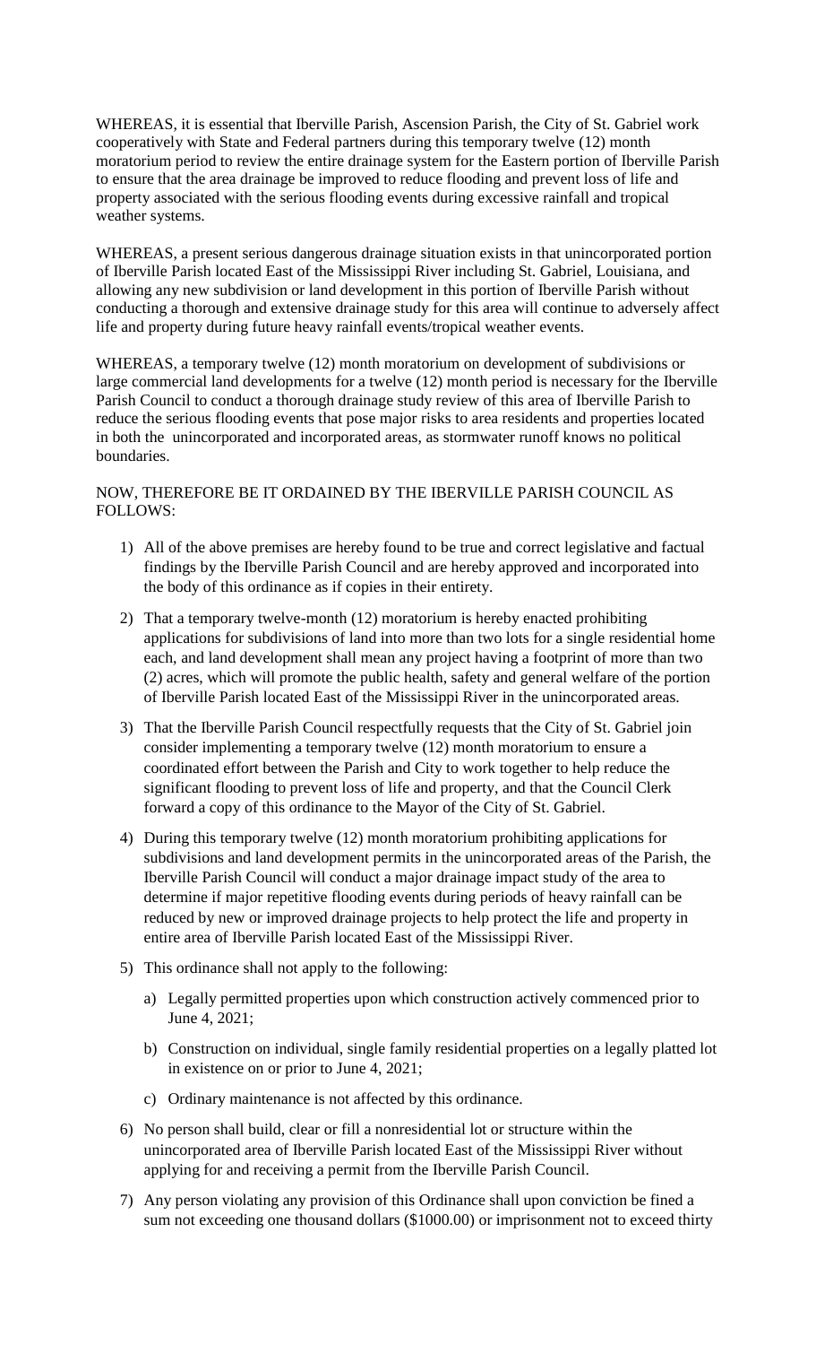WHEREAS, it is essential that Iberville Parish, Ascension Parish, the City of St. Gabriel work cooperatively with State and Federal partners during this temporary twelve (12) month moratorium period to review the entire drainage system for the Eastern portion of Iberville Parish to ensure that the area drainage be improved to reduce flooding and prevent loss of life and property associated with the serious flooding events during excessive rainfall and tropical weather systems.

WHEREAS, a present serious dangerous drainage situation exists in that unincorporated portion of Iberville Parish located East of the Mississippi River including St. Gabriel, Louisiana, and allowing any new subdivision or land development in this portion of Iberville Parish without conducting a thorough and extensive drainage study for this area will continue to adversely affect life and property during future heavy rainfall events/tropical weather events.

WHEREAS, a temporary twelve (12) month moratorium on development of subdivisions or large commercial land developments for a twelve (12) month period is necessary for the Iberville Parish Council to conduct a thorough drainage study review of this area of Iberville Parish to reduce the serious flooding events that pose major risks to area residents and properties located in both the unincorporated and incorporated areas, as stormwater runoff knows no political boundaries.

NOW, THEREFORE BE IT ORDAINED BY THE IBERVILLE PARISH COUNCIL AS FOLLOWS:

1) All of the above premises are hereby found to be true and correct legislative and factual findings by the Iberville Parish Council and are hereby approved and incorporated into the body of this ordinance as if copies in their entirety.

2) That a temporary twelve-month (12) moratorium is hereby enacted prohibiting applications for subdivisions of land into more than two lots for a single residential home each, and land development shall mean any project having a footprint of more than two (2) acres, which will promote the public health, safety and general welfare of the portion of Iberville Parish located East of the Mississippi River in the unincorporated areas.

3) That the Iberville Parish Council respectfully requests that the City of St. Gabriel join consider implementing a temporary twelve (12) month moratorium to ensure a coordinated effort between the Parish and City to work together to help reduce the significant flooding to prevent loss of life and property, and that the Council Clerk forward a copy of this ordinance to the Mayor of the City of St. Gabriel.

4) During this temporary twelve (12) month moratorium prohibiting applications for subdivisions and land development permits in the unincorporated areas of the Parish, the Iberville Parish Council will conduct a major drainage impact study of the area to determine if major repetitive flooding events during periods of heavy rainfall can be reduced by new or improved drainage projects to help protect the life and property in entire area of Iberville Parish located East of the Mississippi River.

5) This ordinance shall not apply to the following:

   a) Legally permitted properties upon which construction actively commenced prior to June 4, 2021;

   b) Construction on individual, single family residential properties on a legally platted lot in existence on or prior to June 4, 2021;

   c) Ordinary maintenance is not affected by this ordinance.

6) No person shall build, clear or fill a nonresidential lot or structure within the unincorporated area of Iberville Parish located East of the Mississippi River without applying for and receiving a permit from the Iberville Parish Council.

7) Any person violating any provision of this Ordinance shall upon conviction be fined a sum not exceeding one thousand dollars ($1000.00) or imprisonment not to exceed thirty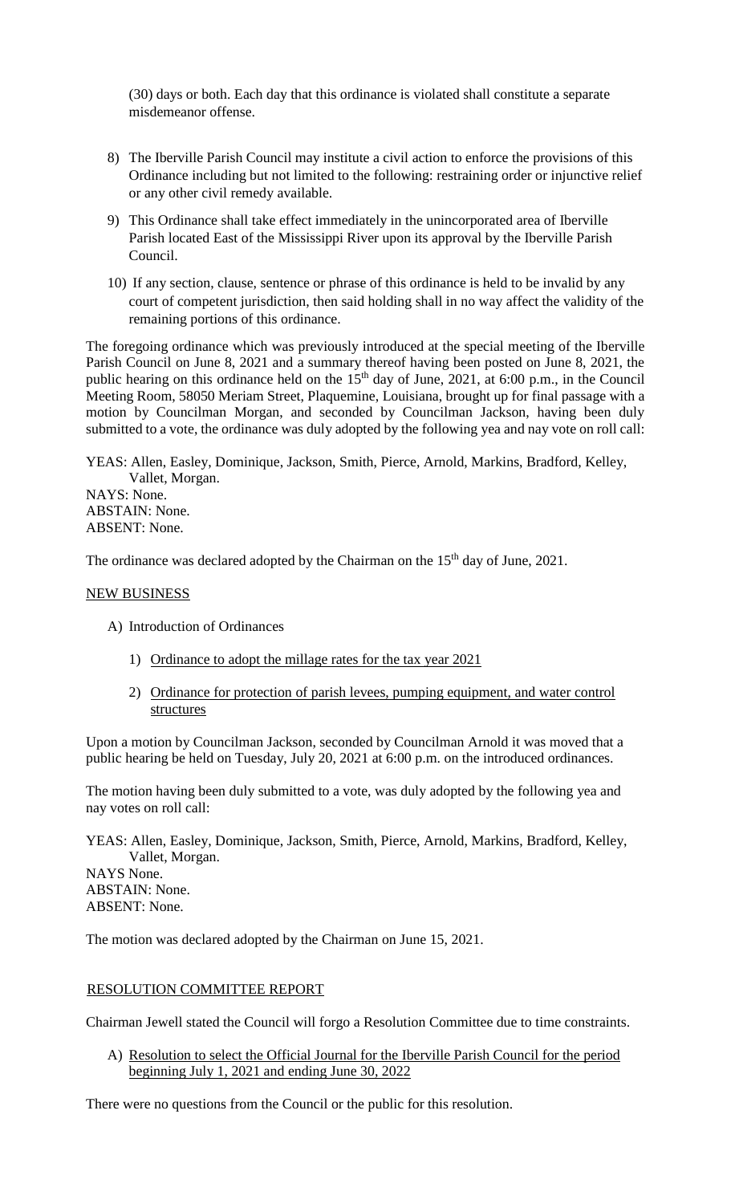(30) days or both. Each day that this ordinance is violated shall constitute a separate misdemeanor offense.

8) The Iberville Parish Council may institute a civil action to enforce the provisions of this Ordinance including but not limited to the following: restraining order or injunctive relief or any other civil remedy available.

9) This Ordinance shall take effect immediately in the unincorporated area of Iberville Parish located East of the Mississippi River upon its approval by the Iberville Parish Council.

10) If any section, clause, sentence or phrase of this ordinance is held to be invalid by any court of competent jurisdiction, then said holding shall in no way affect the validity of the remaining portions of this ordinance.

The foregoing ordinance which was previously introduced at the special meeting of the Iberville Parish Council on June 8, 2021 and a summary thereof having been posted on June 8, 2021, the public hearing on this ordinance held on the 15th day of June, 2021, at 6:00 p.m., in the Council Meeting Room, 58050 Meriam Street, Plaquemine, Louisiana, brought up for final passage with a motion by Councilman Morgan, and seconded by Councilman Jackson, having been duly submitted to a vote, the ordinance was duly adopted by the following yea and nay vote on roll call:

YEAS: Allen, Easley, Dominique, Jackson, Smith, Pierce, Arnold, Markins, Bradford, Kelley, Vallet, Morgan.
NAYS: None.
ABSTAIN: None.
ABSENT: None.

The ordinance was declared adopted by the Chairman on the 15th day of June, 2021.

NEW BUSINESS

A) Introduction of Ordinances

1) Ordinance to adopt the millage rates for the tax year 2021

2) Ordinance for protection of parish levees, pumping equipment, and water control structures

Upon a motion by Councilman Jackson, seconded by Councilman Arnold it was moved that a public hearing be held on Tuesday, July 20, 2021 at 6:00 p.m. on the introduced ordinances.

The motion having been duly submitted to a vote, was duly adopted by the following yea and nay votes on roll call:

YEAS: Allen, Easley, Dominique, Jackson, Smith, Pierce, Arnold, Markins, Bradford, Kelley, Vallet, Morgan.
NAYS None.
ABSTAIN: None.
ABSENT: None.

The motion was declared adopted by the Chairman on June 15, 2021.

RESOLUTION COMMITTEE REPORT

Chairman Jewell stated the Council will forgo a Resolution Committee due to time constraints.

A) Resolution to select the Official Journal for the Iberville Parish Council for the period beginning July 1, 2021 and ending June 30, 2022

There were no questions from the Council or the public for this resolution.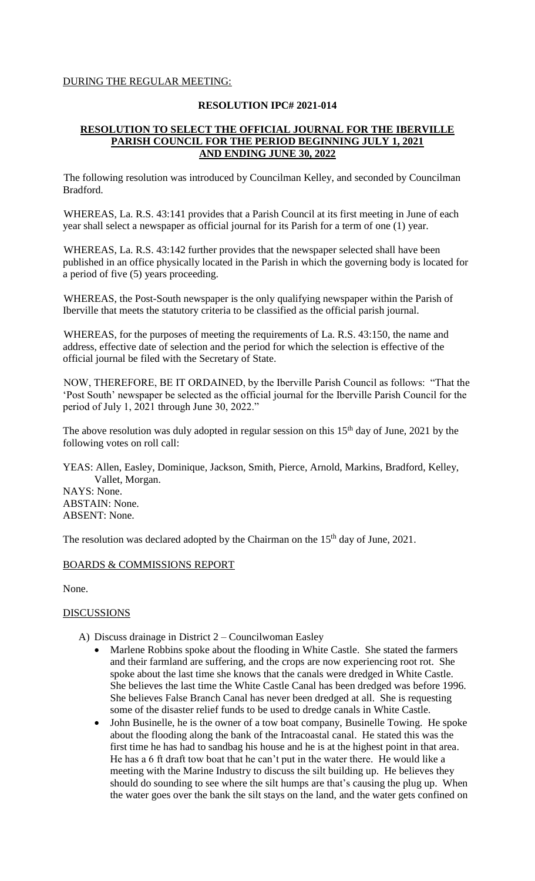DURING THE REGULAR MEETING:

**RESOLUTION IPC# 2021-014**

**RESOLUTION TO SELECT THE OFFICIAL JOURNAL FOR THE IBERVILLE PARISH COUNCIL FOR THE PERIOD BEGINNING JULY 1, 2021 AND ENDING JUNE 30, 2022**

The following resolution was introduced by Councilman Kelley, and seconded by Councilman Bradford.

WHEREAS, La. R.S. 43:141 provides that a Parish Council at its first meeting in June of each year shall select a newspaper as official journal for its Parish for a term of one (1) year.

WHEREAS, La. R.S. 43:142 further provides that the newspaper selected shall have been published in an office physically located in the Parish in which the governing body is located for a period of five (5) years proceeding.

WHEREAS, the Post-South newspaper is the only qualifying newspaper within the Parish of Iberville that meets the statutory criteria to be classified as the official parish journal.

WHEREAS, for the purposes of meeting the requirements of La. R.S. 43:150, the name and address, effective date of selection and the period for which the selection is effective of the official journal be filed with the Secretary of State.

NOW, THEREFORE, BE IT ORDAINED, by the Iberville Parish Council as follows: "That the 'Post South' newspaper be selected as the official journal for the Iberville Parish Council for the period of July 1, 2021 through June 30, 2022."

The above resolution was duly adopted in regular session on this 15th day of June, 2021 by the following votes on roll call:

YEAS: Allen, Easley, Dominique, Jackson, Smith, Pierce, Arnold, Markins, Bradford, Kelley, Vallet, Morgan.
NAYS: None.
ABSTAIN: None.
ABSENT: None.

The resolution was declared adopted by the Chairman on the 15th day of June, 2021.

BOARDS & COMMISSIONS REPORT

None.

DISCUSSIONS

A) Discuss drainage in District 2 – Councilwoman Easley
   - Marlene Robbins spoke about the flooding in White Castle. She stated the farmers and their farmland are suffering, and the crops are now experiencing root rot. She spoke about the last time she knows that the canals were dredged in White Castle. She believes the last time the White Castle Canal has been dredged was before 1996. She believes False Branch Canal has never been dredged at all. She is requesting some of the disaster relief funds to be used to dredge canals in White Castle.
   - John Businelle, he is the owner of a tow boat company, Businelle Towing. He spoke about the flooding along the bank of the Intracoastal canal. He stated this was the first time he has had to sandbag his house and he is at the highest point in that area. He has a 6 ft draft tow boat that he can't put in the water there. He would like a meeting with the Marine Industry to discuss the silt building up. He believes they should do sounding to see where the silt humps are that's causing the plug up. When the water goes over the bank the silt stays on the land, and the water gets confined on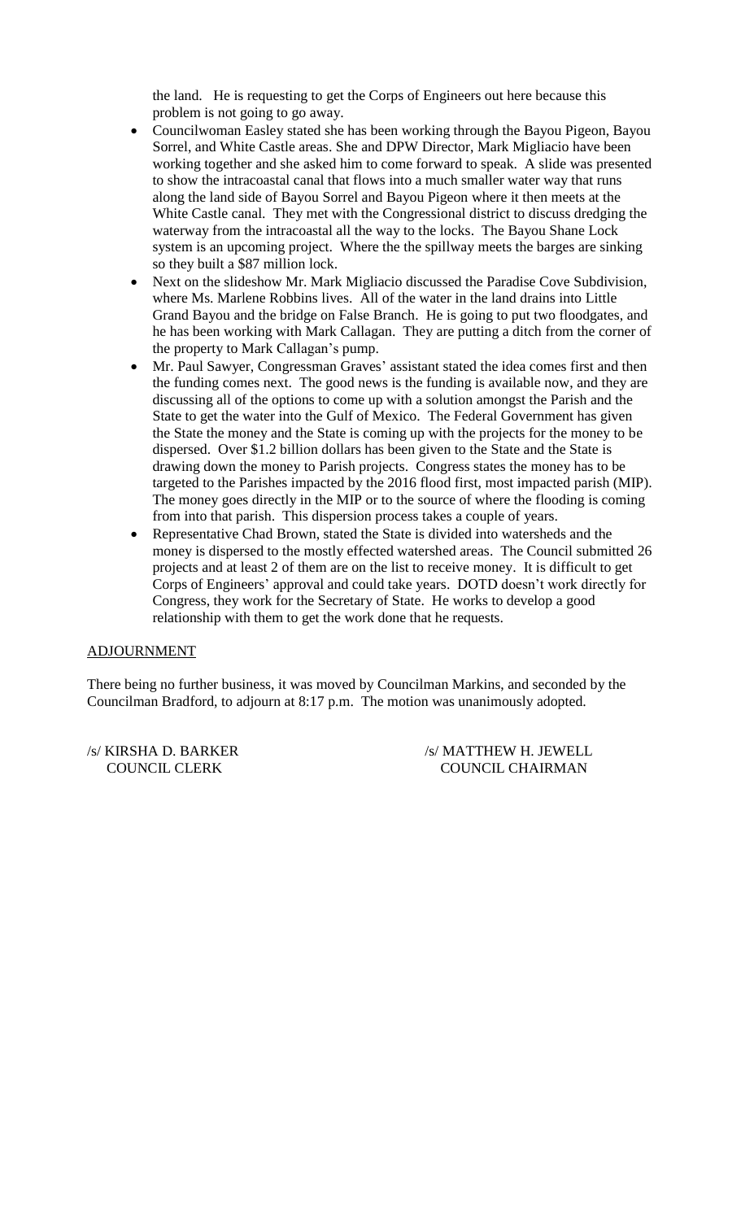the land. He is requesting to get the Corps of Engineers out here because this problem is not going to go away.

- Councilwoman Easley stated she has been working through the Bayou Pigeon, Bayou Sorrel, and White Castle areas. She and DPW Director, Mark Migliacio have been working together and she asked him to come forward to speak. A slide was presented to show the intracoastal canal that flows into a much smaller water way that runs along the land side of Bayou Sorrel and Bayou Pigeon where it then meets at the White Castle canal. They met with the Congressional district to discuss dredging the waterway from the intracoastal all the way to the locks. The Bayou Shane Lock system is an upcoming project. Where the the spillway meets the barges are sinking so they built a $87 million lock.
- Next on the slideshow Mr. Mark Migliacio discussed the Paradise Cove Subdivision, where Ms. Marlene Robbins lives. All of the water in the land drains into Little Grand Bayou and the bridge on False Branch. He is going to put two floodgates, and he has been working with Mark Callagan. They are putting a ditch from the corner of the property to Mark Callagan's pump.
- Mr. Paul Sawyer, Congressman Graves' assistant stated the idea comes first and then the funding comes next. The good news is the funding is available now, and they are discussing all of the options to come up with a solution amongst the Parish and the State to get the water into the Gulf of Mexico. The Federal Government has given the State the money and the State is coming up with the projects for the money to be dispersed. Over $1.2 billion dollars has been given to the State and the State is drawing down the money to Parish projects. Congress states the money has to be targeted to the Parishes impacted by the 2016 flood first, most impacted parish (MIP). The money goes directly in the MIP or to the source of where the flooding is coming from into that parish. This dispersion process takes a couple of years.
- Representative Chad Brown, stated the State is divided into watersheds and the money is dispersed to the mostly effected watershed areas. The Council submitted 26 projects and at least 2 of them are on the list to receive money. It is difficult to get Corps of Engineers' approval and could take years. DOTD doesn't work directly for Congress, they work for the Secretary of State. He works to develop a good relationship with them to get the work done that he requests.

## ADJOURNMENT

There being no further business, it was moved by Councilman Markins, and seconded by the Councilman Bradford, to adjourn at 8:17 p.m. The motion was unanimously adopted.

/s/ KIRSHA D. BARKER
COUNCIL CLERK

/s/ MATTHEW H. JEWELL
COUNCIL CHAIRMAN